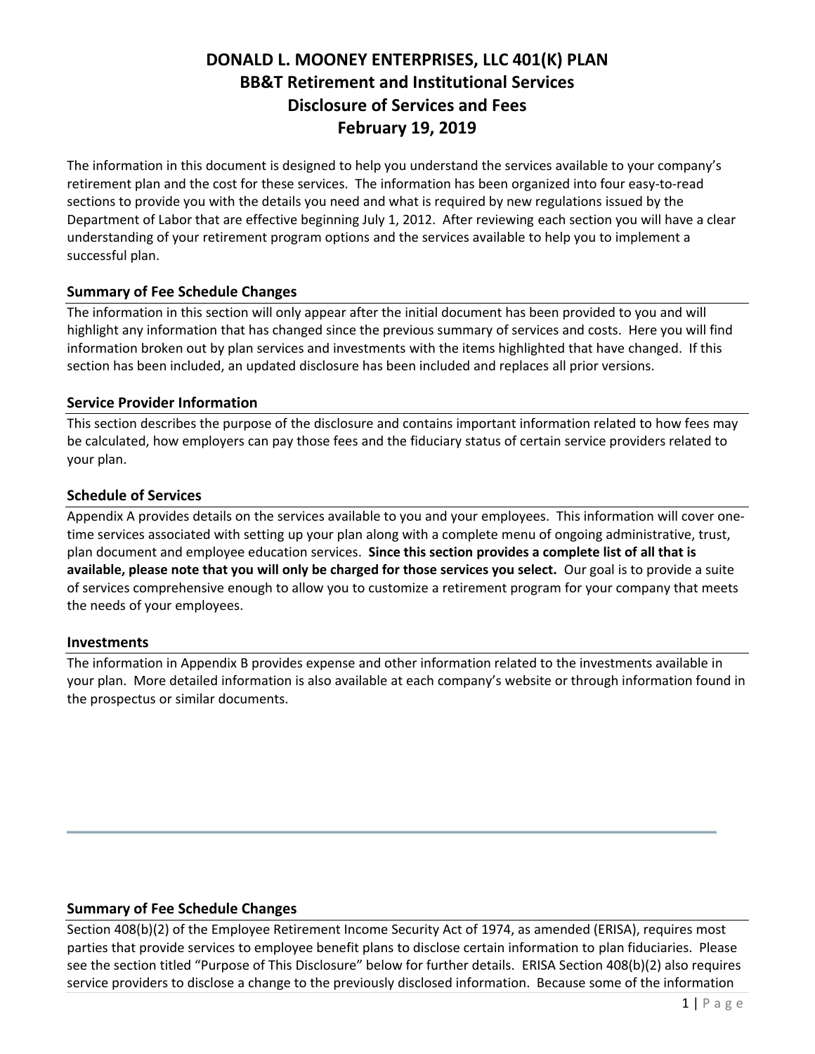# DONALD L. MOONEY ENTERPRISES, LLC 401(K) PLAN
## BB&T Retirement and Institutional Services
## Disclosure of Services and Fees
## February 19, 2019

The information in this document is designed to help you understand the services available to your company's retirement plan and the cost for these services. The information has been organized into four easy-to-read sections to provide you with the details you need and what is required by new regulations issued by the Department of Labor that are effective beginning July 1, 2012. After reviewing each section you will have a clear understanding of your retirement program options and the services available to help you to implement a successful plan.

### Summary of Fee Schedule Changes

The information in this section will only appear after the initial document has been provided to you and will highlight any information that has changed since the previous summary of services and costs. Here you will find information broken out by plan services and investments with the items highlighted that have changed. If this section has been included, an updated disclosure has been included and replaces all prior versions.

### Service Provider Information

This section describes the purpose of the disclosure and contains important information related to how fees may be calculated, how employers can pay those fees and the fiduciary status of certain service providers related to your plan.

### Schedule of Services

Appendix A provides details on the services available to you and your employees. This information will cover one-time services associated with setting up your plan along with a complete menu of ongoing administrative, trust, plan document and employee education services. **Since this section provides a complete list of all that is available, please note that you will only be charged for those services you select.** Our goal is to provide a suite of services comprehensive enough to allow you to customize a retirement program for your company that meets the needs of your employees.

### Investments

The information in Appendix B provides expense and other information related to the investments available in your plan. More detailed information is also available at each company's website or through information found in the prospectus or similar documents.

---

### Summary of Fee Schedule Changes

Section 408(b)(2) of the Employee Retirement Income Security Act of 1974, as amended (ERISA), requires most parties that provide services to employee benefit plans to disclose certain information to plan fiduciaries. Please see the section titled "Purpose of This Disclosure" below for further details. ERISA Section 408(b)(2) also requires service providers to disclose a change to the previously disclosed information. Because some of the information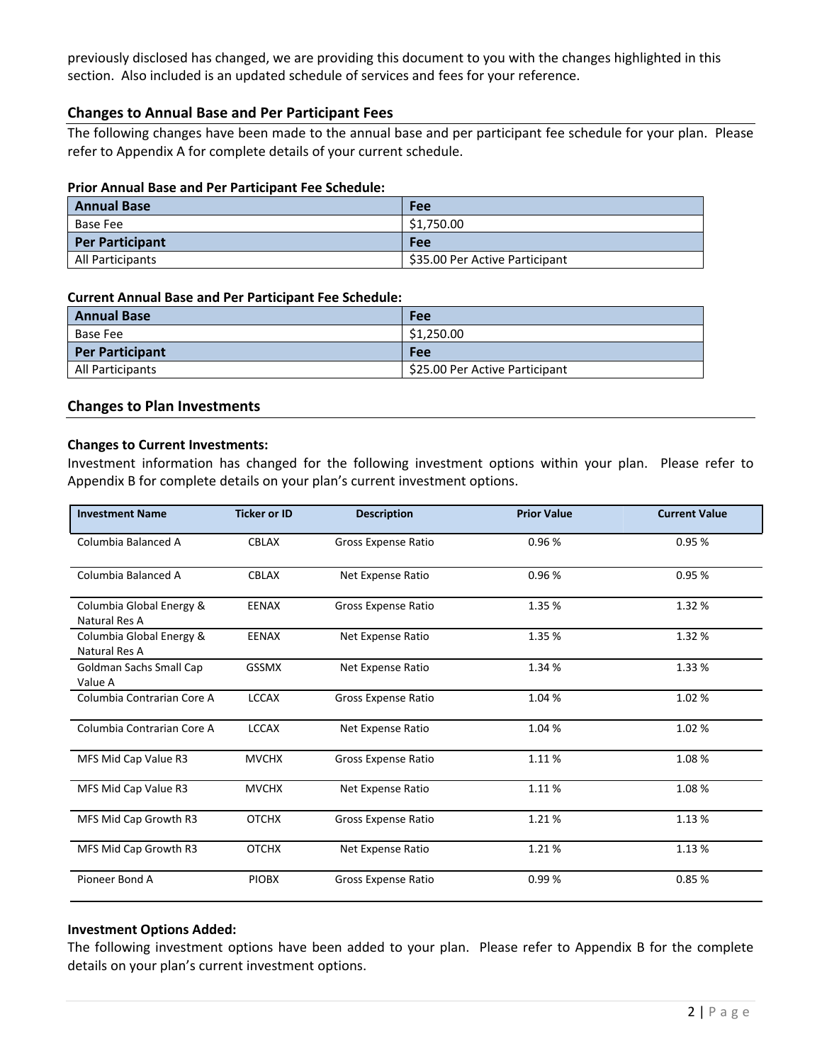previously disclosed has changed, we are providing this document to you with the changes highlighted in this section. Also included is an updated schedule of services and fees for your reference.

## Changes to Annual Base and Per Participant Fees

The following changes have been made to the annual base and per participant fee schedule for your plan. Please refer to Appendix A for complete details of your current schedule.

**Prior Annual Base and Per Participant Fee Schedule:**

| Annual Base | Fee |
|---|---|
| Base Fee | $1,750.00 |
| **Per Participant** | **Fee** |
| All Participants | $35.00 Per Active Participant |

**Current Annual Base and Per Participant Fee Schedule:**

| Annual Base | Fee |
|---|---|
| Base Fee | $1,250.00 |
| **Per Participant** | **Fee** |
| All Participants | $25.00 Per Active Participant |

## Changes to Plan Investments

**Changes to Current Investments:**

Investment information has changed for the following investment options within your plan. Please refer to Appendix B for complete details on your plan's current investment options.

| Investment Name | Ticker or ID | Description | Prior Value | Current Value |
|---|---|---|---|---|
| Columbia Balanced A | CBLAX | Gross Expense Ratio | 0.96 % | 0.95 % |
| Columbia Balanced A | CBLAX | Net Expense Ratio | 0.96 % | 0.95 % |
| Columbia Global Energy & Natural Res A | EENAX | Gross Expense Ratio | 1.35 % | 1.32 % |
| Columbia Global Energy & Natural Res A | EENAX | Net Expense Ratio | 1.35 % | 1.32 % |
| Goldman Sachs Small Cap Value A | GSSMX | Net Expense Ratio | 1.34 % | 1.33 % |
| Columbia Contrarian Core A | LCCAX | Gross Expense Ratio | 1.04 % | 1.02 % |
| Columbia Contrarian Core A | LCCAX | Net Expense Ratio | 1.04 % | 1.02 % |
| MFS Mid Cap Value R3 | MVCHX | Gross Expense Ratio | 1.11 % | 1.08 % |
| MFS Mid Cap Value R3 | MVCHX | Net Expense Ratio | 1.11 % | 1.08 % |
| MFS Mid Cap Growth R3 | OTCHX | Gross Expense Ratio | 1.21 % | 1.13 % |
| MFS Mid Cap Growth R3 | OTCHX | Net Expense Ratio | 1.21 % | 1.13 % |
| Pioneer Bond A | PIOBX | Gross Expense Ratio | 0.99 % | 0.85 % |

**Investment Options Added:**

The following investment options have been added to your plan. Please refer to Appendix B for the complete details on your plan's current investment options.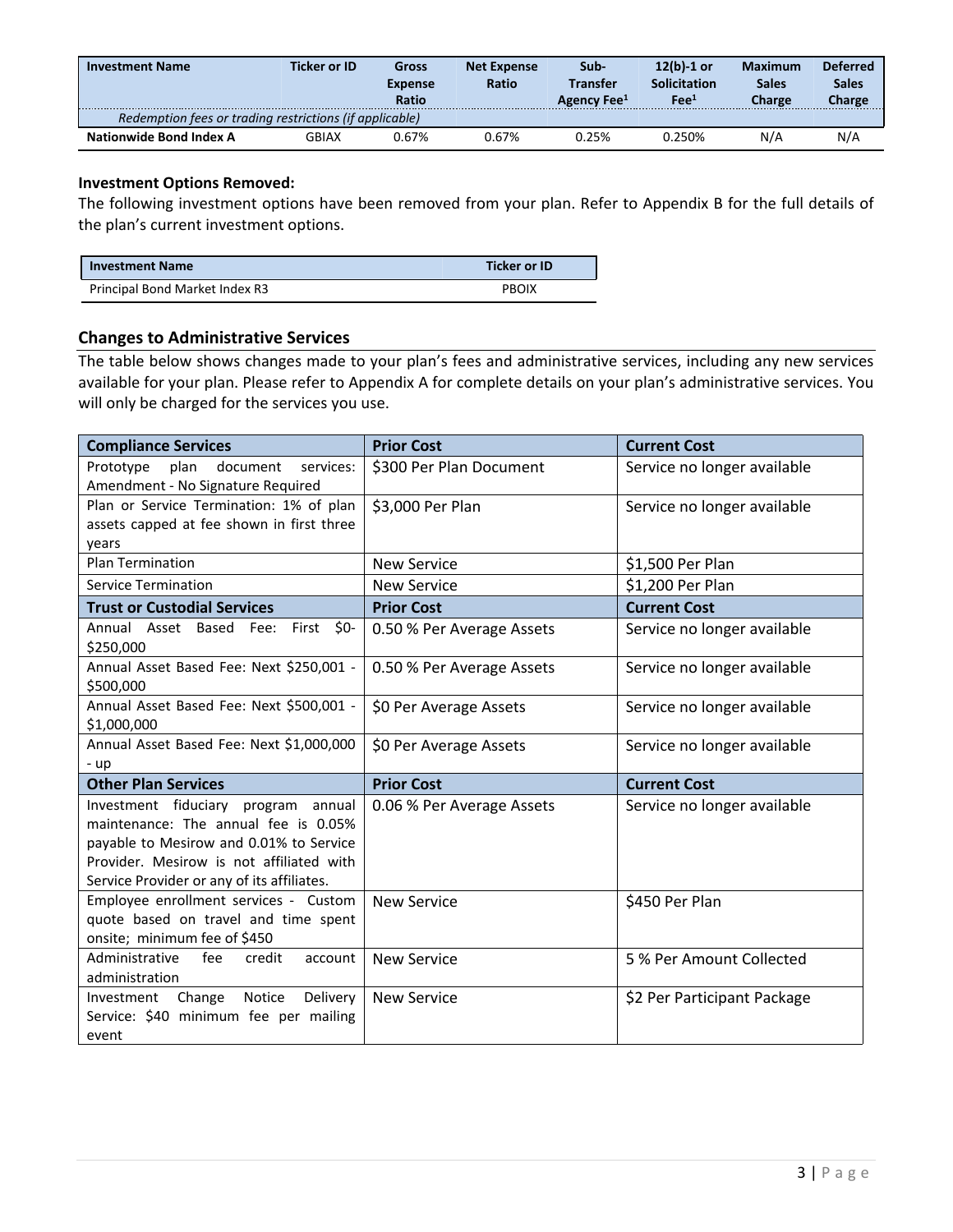| Investment Name | Ticker or ID | Gross Expense Ratio | Net Expense Ratio | Sub-Transfer Agency Fee[1] | 12(b)-1 or Solicitation Fee[1] | Maximum Sales Charge | Deferred Sales Charge |
|---|---|---|---|---|---|---|---|
| *Redemption fees or trading restrictions (if applicable)* | | | | | | | |
| **Nationwide Bond Index A** | GBIAX | 0.67% | 0.67% | 0.25% | 0.250% | N/A | N/A |

**Investment Options Removed:**

The following investment options have been removed from your plan. Refer to Appendix B for the full details of the plan's current investment options.

| Investment Name | Ticker or ID |
|---|---|
| Principal Bond Market Index R3 | PBOIX |

## Changes to Administrative Services

The table below shows changes made to your plan's fees and administrative services, including any new services available for your plan. Please refer to Appendix A for complete details on your plan's administrative services. You will only be charged for the services you use.

| Compliance Services | Prior Cost | Current Cost |
|---|---|---|
| Prototype plan document services: Amendment - No Signature Required | $300 Per Plan Document | Service no longer available |
| Plan or Service Termination: 1% of plan assets capped at fee shown in first three years | $3,000 Per Plan | Service no longer available |
| Plan Termination | New Service | $1,500 Per Plan |
| Service Termination | New Service | $1,200 Per Plan |
| **Trust or Custodial Services** | **Prior Cost** | **Current Cost** |
| Annual Asset Based Fee: First $0-$250,000 | 0.50 % Per Average Assets | Service no longer available |
| Annual Asset Based Fee: Next $250,001 - $500,000 | 0.50 % Per Average Assets | Service no longer available |
| Annual Asset Based Fee: Next $500,001 - $1,000,000 | $0 Per Average Assets | Service no longer available |
| Annual Asset Based Fee: Next $1,000,000 - up | $0 Per Average Assets | Service no longer available |
| **Other Plan Services** | **Prior Cost** | **Current Cost** |
| Investment fiduciary program annual maintenance: The annual fee is 0.05% payable to Mesirow and 0.01% to Service Provider. Mesirow is not affiliated with Service Provider or any of its affiliates. | 0.06 % Per Average Assets | Service no longer available |
| Employee enrollment services - Custom quote based on travel and time spent onsite; minimum fee of $450 | New Service | $450 Per Plan |
| Administrative fee credit account administration | New Service | 5 % Per Amount Collected |
| Investment Change Notice Delivery Service: $40 minimum fee per mailing event | New Service | $2 Per Participant Package |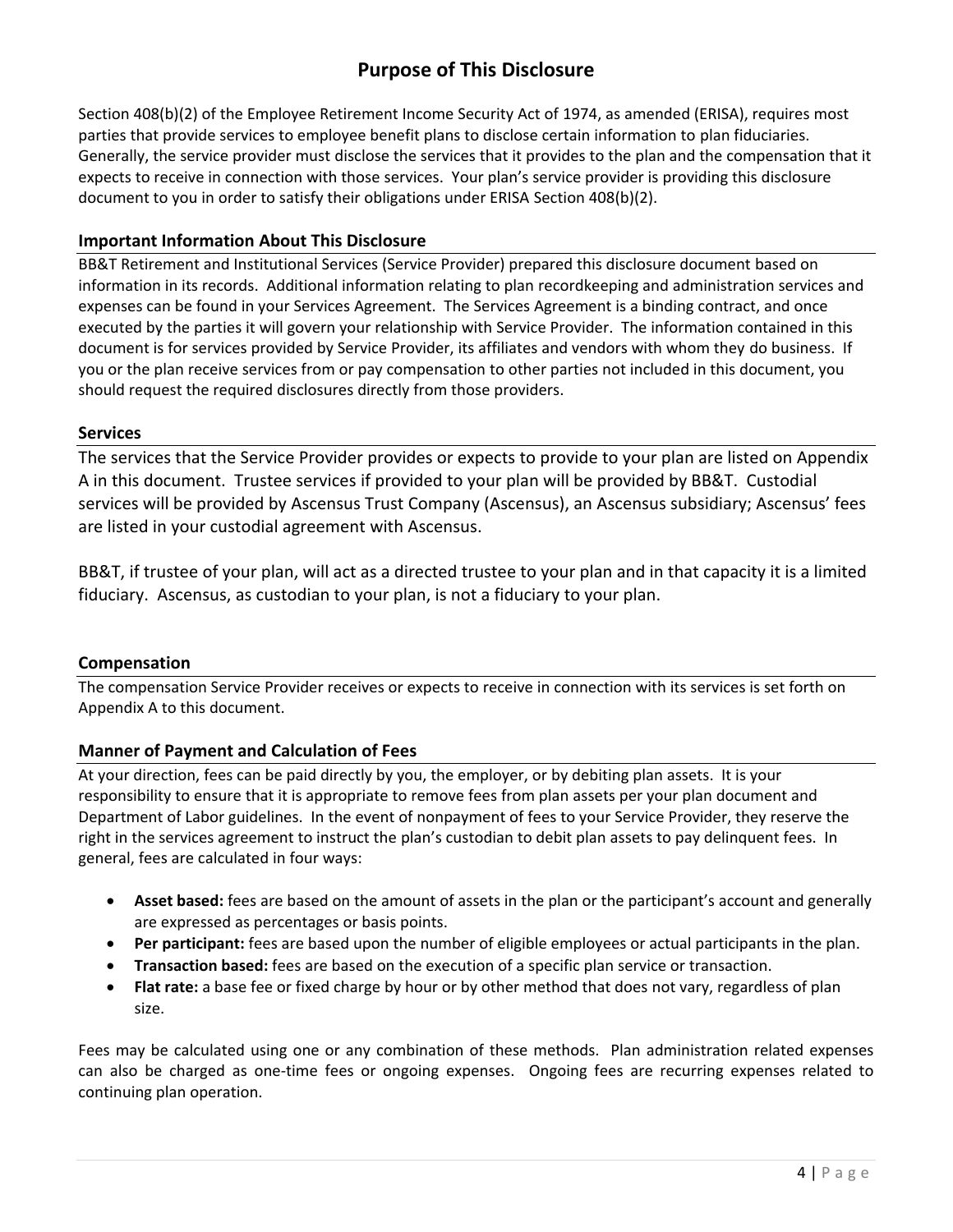# Purpose of This Disclosure

Section 408(b)(2) of the Employee Retirement Income Security Act of 1974, as amended (ERISA), requires most parties that provide services to employee benefit plans to disclose certain information to plan fiduciaries. Generally, the service provider must disclose the services that it provides to the plan and the compensation that it expects to receive in connection with those services. Your plan's service provider is providing this disclosure document to you in order to satisfy their obligations under ERISA Section 408(b)(2).

## Important Information About This Disclosure

BB&T Retirement and Institutional Services (Service Provider) prepared this disclosure document based on information in its records. Additional information relating to plan recordkeeping and administration services and expenses can be found in your Services Agreement. The Services Agreement is a binding contract, and once executed by the parties it will govern your relationship with Service Provider. The information contained in this document is for services provided by Service Provider, its affiliates and vendors with whom they do business. If you or the plan receive services from or pay compensation to other parties not included in this document, you should request the required disclosures directly from those providers.

## Services

The services that the Service Provider provides or expects to provide to your plan are listed on Appendix A in this document. Trustee services if provided to your plan will be provided by BB&T. Custodial services will be provided by Ascensus Trust Company (Ascensus), an Ascensus subsidiary; Ascensus' fees are listed in your custodial agreement with Ascensus.

BB&T, if trustee of your plan, will act as a directed trustee to your plan and in that capacity it is a limited fiduciary. Ascensus, as custodian to your plan, is not a fiduciary to your plan.

## Compensation

The compensation Service Provider receives or expects to receive in connection with its services is set forth on Appendix A to this document.

## Manner of Payment and Calculation of Fees

At your direction, fees can be paid directly by you, the employer, or by debiting plan assets. It is your responsibility to ensure that it is appropriate to remove fees from plan assets per your plan document and Department of Labor guidelines. In the event of nonpayment of fees to your Service Provider, they reserve the right in the services agreement to instruct the plan's custodian to debit plan assets to pay delinquent fees. In general, fees are calculated in four ways:

- **Asset based:** fees are based on the amount of assets in the plan or the participant's account and generally are expressed as percentages or basis points.
- **Per participant:** fees are based upon the number of eligible employees or actual participants in the plan.
- **Transaction based:** fees are based on the execution of a specific plan service or transaction.
- **Flat rate:** a base fee or fixed charge by hour or by other method that does not vary, regardless of plan size.

Fees may be calculated using one or any combination of these methods. Plan administration related expenses can also be charged as one-time fees or ongoing expenses. Ongoing fees are recurring expenses related to continuing plan operation.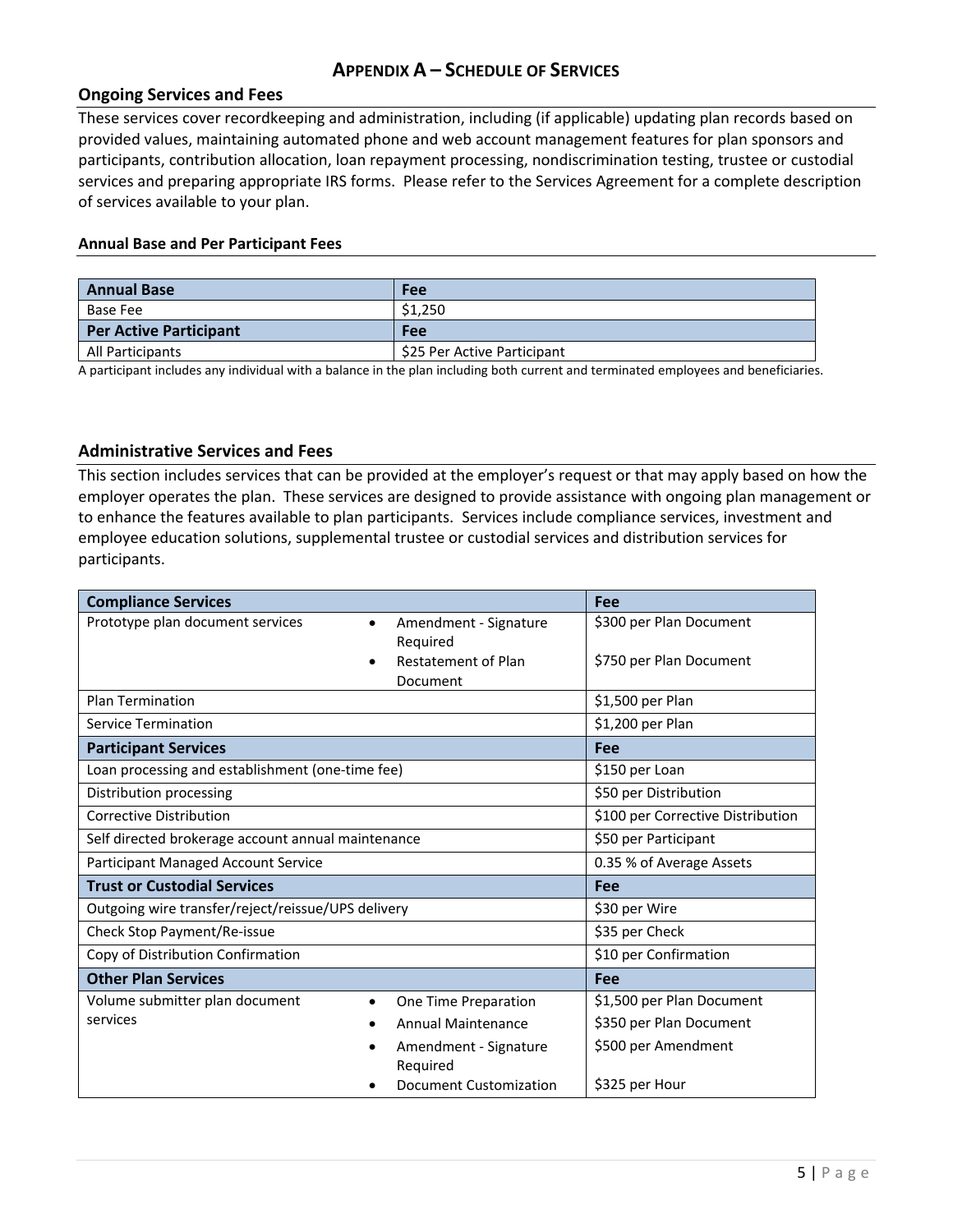## APPENDIX A – SCHEDULE OF SERVICES

### Ongoing Services and Fees

These services cover recordkeeping and administration, including (if applicable) updating plan records based on provided values, maintaining automated phone and web account management features for plan sponsors and participants, contribution allocation, loan repayment processing, nondiscrimination testing, trustee or custodial services and preparing appropriate IRS forms. Please refer to the Services Agreement for a complete description of services available to your plan.

#### Annual Base and Per Participant Fees

| Annual Base | Fee |
|---|---|
| Base Fee | $1,250 |
| **Per Active Participant** | **Fee** |
| All Participants | $25 Per Active Participant |

A participant includes any individual with a balance in the plan including both current and terminated employees and beneficiaries.

### Administrative Services and Fees

This section includes services that can be provided at the employer's request or that may apply based on how the employer operates the plan. These services are designed to provide assistance with ongoing plan management or to enhance the features available to plan participants. Services include compliance services, investment and employee education solutions, supplemental trustee or custodial services and distribution services for participants.

| Compliance Services | | Fee |
|---|---|---|
| Prototype plan document services | • Amendment - Signature Required | $300 per Plan Document |
| | • Restatement of Plan Document | $750 per Plan Document |
| Plan Termination | | $1,500 per Plan |
| Service Termination | | $1,200 per Plan |
| **Participant Services** | | **Fee** |
| Loan processing and establishment (one-time fee) | | $150 per Loan |
| Distribution processing | | $50 per Distribution |
| Corrective Distribution | | $100 per Corrective Distribution |
| Self directed brokerage account annual maintenance | | $50 per Participant |
| Participant Managed Account Service | | 0.35 % of Average Assets |
| **Trust or Custodial Services** | | **Fee** |
| Outgoing wire transfer/reject/reissue/UPS delivery | | $30 per Wire |
| Check Stop Payment/Re-issue | | $35 per Check |
| Copy of Distribution Confirmation | | $10 per Confirmation |
| **Other Plan Services** | | **Fee** |
| Volume submitter plan document services | • One Time Preparation | $1,500 per Plan Document |
| | • Annual Maintenance | $350 per Plan Document |
| | • Amendment - Signature Required | $500 per Amendment |
| | • Document Customization | $325 per Hour |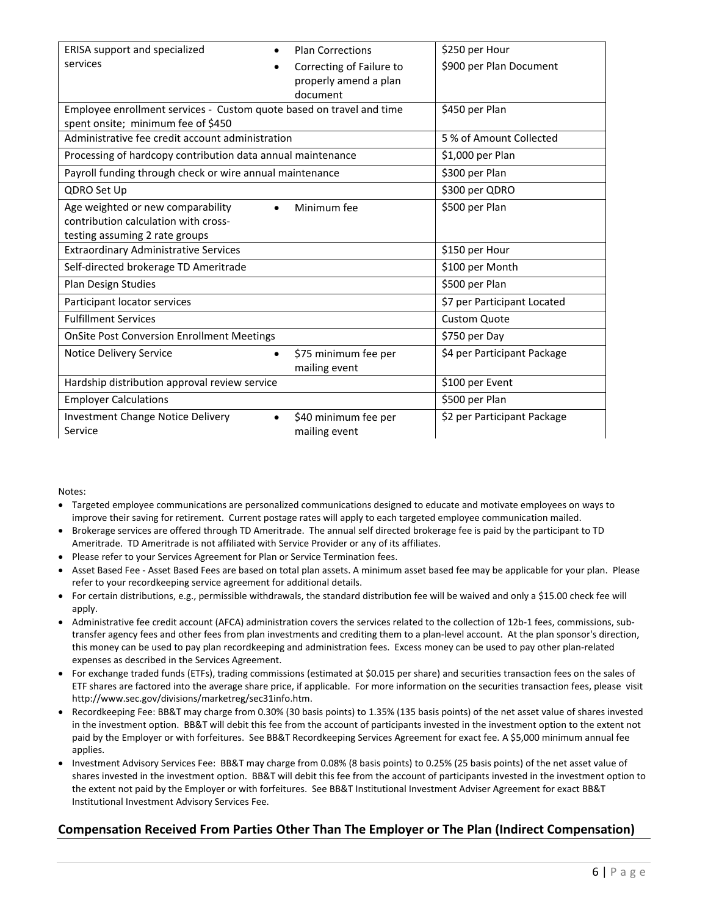| | | |
|---|---|---|
| ERISA support and specialized services | • Plan Corrections<br>• Correcting of Failure to properly amend a plan document | $250 per Hour<br>$900 per Plan Document |
| Employee enrollment services - Custom quote based on travel and time spent onsite; minimum fee of $450 | | $450 per Plan |
| Administrative fee credit account administration | | 5 % of Amount Collected |
| Processing of hardcopy contribution data annual maintenance | | $1,000 per Plan |
| Payroll funding through check or wire annual maintenance | | $300 per Plan |
| QDRO Set Up | | $300 per QDRO |
| Age weighted or new comparability contribution calculation with cross-testing assuming 2 rate groups | • Minimum fee | $500 per Plan |
| Extraordinary Administrative Services | | $150 per Hour |
| Self-directed brokerage TD Ameritrade | | $100 per Month |
| Plan Design Studies | | $500 per Plan |
| Participant locator services | | $7 per Participant Located |
| Fulfillment Services | | Custom Quote |
| OnSite Post Conversion Enrollment Meetings | | $750 per Day |
| Notice Delivery Service | • $75 minimum fee per mailing event | $4 per Participant Package |
| Hardship distribution approval review service | | $100 per Event |
| Employer Calculations | | $500 per Plan |
| Investment Change Notice Delivery Service | • $40 minimum fee per mailing event | $2 per Participant Package |

Notes:

- Targeted employee communications are personalized communications designed to educate and motivate employees on ways to improve their saving for retirement. Current postage rates will apply to each targeted employee communication mailed.
- Brokerage services are offered through TD Ameritrade. The annual self directed brokerage fee is paid by the participant to TD Ameritrade. TD Ameritrade is not affiliated with Service Provider or any of its affiliates.
- Please refer to your Services Agreement for Plan or Service Termination fees.
- Asset Based Fee - Asset Based Fees are based on total plan assets. A minimum asset based fee may be applicable for your plan. Please refer to your recordkeeping service agreement for additional details.
- For certain distributions, e.g., permissible withdrawals, the standard distribution fee will be waived and only a $15.00 check fee will apply.
- Administrative fee credit account (AFCA) administration covers the services related to the collection of 12b-1 fees, commissions, sub-transfer agency fees and other fees from plan investments and crediting them to a plan-level account. At the plan sponsor's direction, this money can be used to pay plan recordkeeping and administration fees. Excess money can be used to pay other plan-related expenses as described in the Services Agreement.
- For exchange traded funds (ETFs), trading commissions (estimated at $0.015 per share) and securities transaction fees on the sales of ETF shares are factored into the average share price, if applicable. For more information on the securities transaction fees, please visit http://www.sec.gov/divisions/marketreg/sec31info.htm.
- Recordkeeping Fee: BB&T may charge from 0.30% (30 basis points) to 1.35% (135 basis points) of the net asset value of shares invested in the investment option. BB&T will debit this fee from the account of participants invested in the investment option to the extent not paid by the Employer or with forfeitures. See BB&T Recordkeeping Services Agreement for exact fee. A $5,000 minimum annual fee applies.
- Investment Advisory Services Fee: BB&T may charge from 0.08% (8 basis points) to 0.25% (25 basis points) of the net asset value of shares invested in the investment option. BB&T will debit this fee from the account of participants invested in the investment option to the extent not paid by the Employer or with forfeitures. See BB&T Institutional Investment Adviser Agreement for exact BB&T Institutional Investment Advisory Services Fee.

## Compensation Received From Parties Other Than The Employer or The Plan (Indirect Compensation)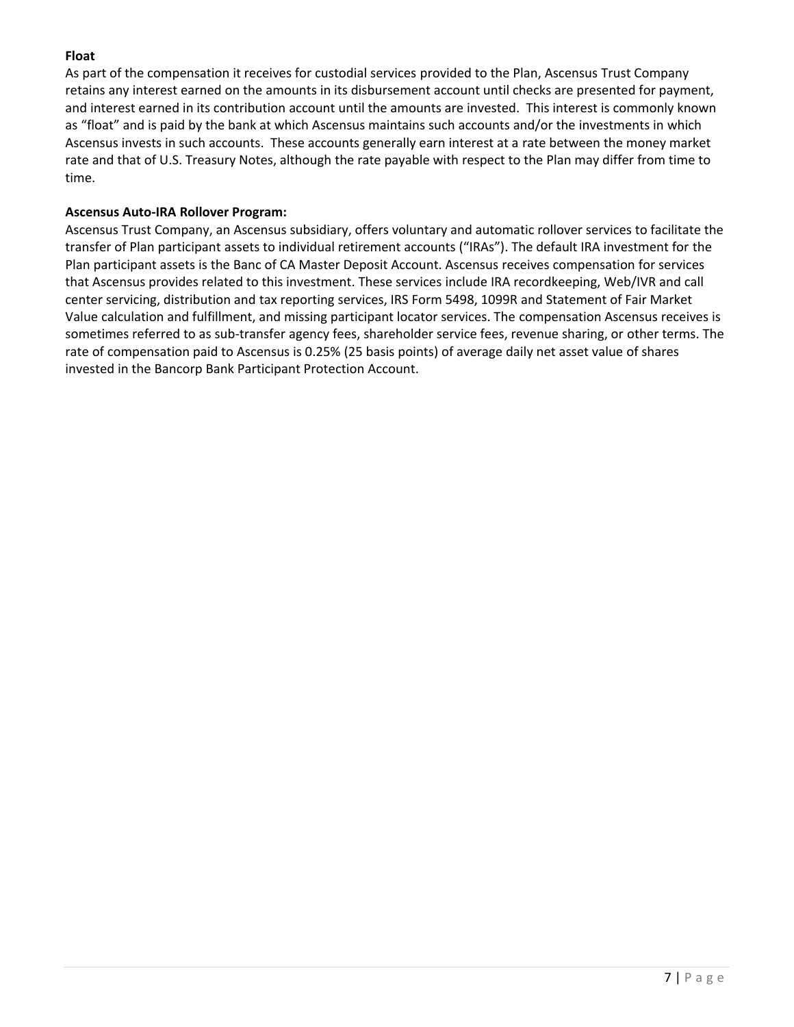**Float**

As part of the compensation it receives for custodial services provided to the Plan, Ascensus Trust Company retains any interest earned on the amounts in its disbursement account until checks are presented for payment, and interest earned in its contribution account until the amounts are invested. This interest is commonly known as "float" and is paid by the bank at which Ascensus maintains such accounts and/or the investments in which Ascensus invests in such accounts. These accounts generally earn interest at a rate between the money market rate and that of U.S. Treasury Notes, although the rate payable with respect to the Plan may differ from time to time.

**Ascensus Auto-IRA Rollover Program:**

Ascensus Trust Company, an Ascensus subsidiary, offers voluntary and automatic rollover services to facilitate the transfer of Plan participant assets to individual retirement accounts ("IRAs"). The default IRA investment for the Plan participant assets is the Banc of CA Master Deposit Account. Ascensus receives compensation for services that Ascensus provides related to this investment. These services include IRA recordkeeping, Web/IVR and call center servicing, distribution and tax reporting services, IRS Form 5498, 1099R and Statement of Fair Market Value calculation and fulfillment, and missing participant locator services. The compensation Ascensus receives is sometimes referred to as sub-transfer agency fees, shareholder service fees, revenue sharing, or other terms. The rate of compensation paid to Ascensus is 0.25% (25 basis points) of average daily net asset value of shares invested in the Bancorp Bank Participant Protection Account.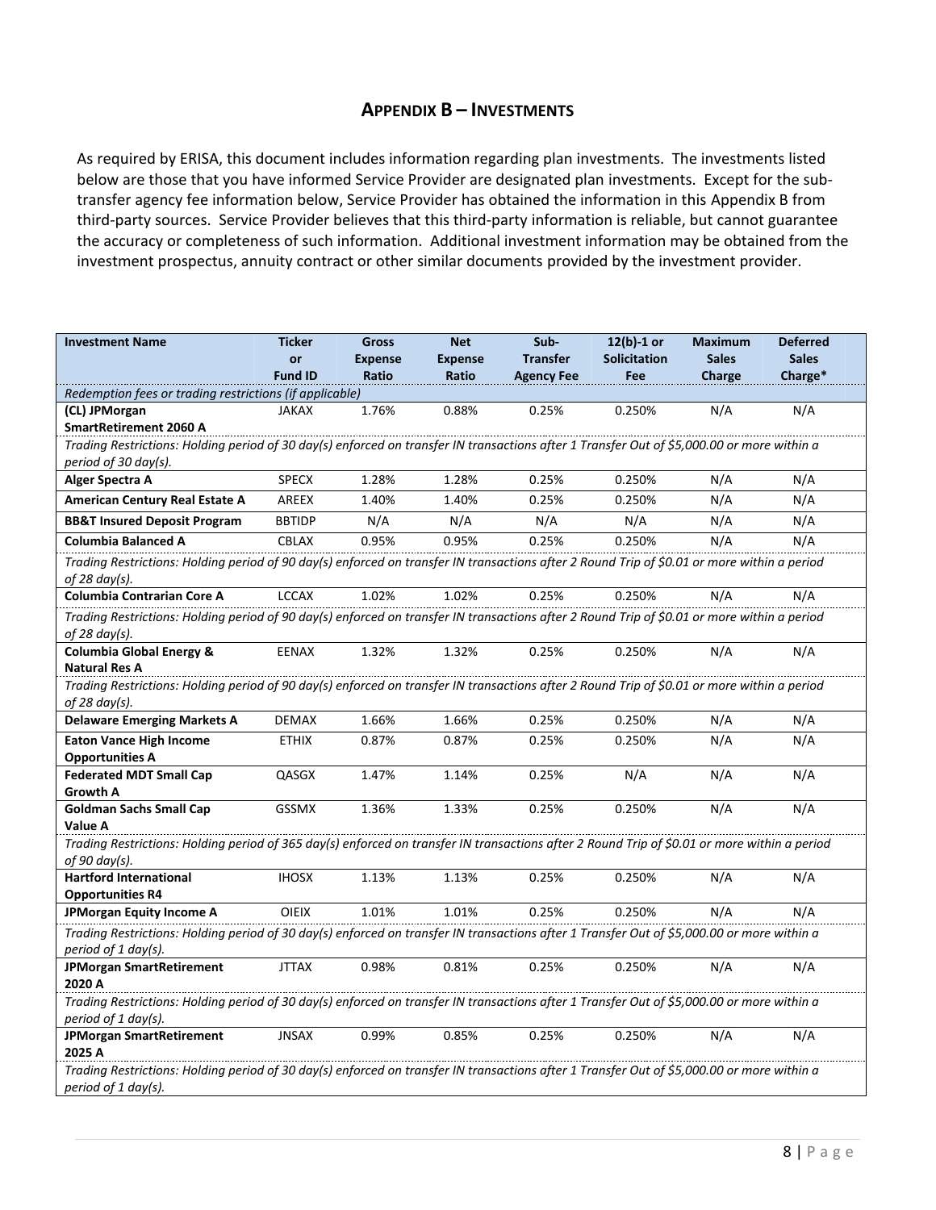## APPENDIX B – INVESTMENTS

As required by ERISA, this document includes information regarding plan investments. The investments listed below are those that you have informed Service Provider are designated plan investments. Except for the sub-transfer agency fee information below, Service Provider has obtained the information in this Appendix B from third-party sources. Service Provider believes that this third-party information is reliable, but cannot guarantee the accuracy or completeness of such information. Additional investment information may be obtained from the investment prospectus, annuity contract or other similar documents provided by the investment provider.

| Investment Name | Ticker or Fund ID | Gross Expense Ratio | Net Expense Ratio | Sub-Transfer Agency Fee | 12(b)-1 or Solicitation Fee | Maximum Sales Charge | Deferred Sales Charge* |
|---|---|---|---|---|---|---|---|
| *Redemption fees or trading restrictions (if applicable)* | | | | | | | |
| **(CL) JPMorgan SmartRetirement 2060 A** | JAKAX | 1.76% | 0.88% | 0.25% | 0.250% | N/A | N/A |
| *Trading Restrictions: Holding period of 30 day(s) enforced on transfer IN transactions after 1 Transfer Out of $5,000.00 or more within a period of 30 day(s).* | | | | | | | |
| **Alger Spectra A** | SPECX | 1.28% | 1.28% | 0.25% | 0.250% | N/A | N/A |
| **American Century Real Estate A** | AREEX | 1.40% | 1.40% | 0.25% | 0.250% | N/A | N/A |
| **BB&T Insured Deposit Program** | BBTIDP | N/A | N/A | N/A | N/A | N/A | N/A |
| **Columbia Balanced A** | CBLAX | 0.95% | 0.95% | 0.25% | 0.250% | N/A | N/A |
| *Trading Restrictions: Holding period of 90 day(s) enforced on transfer IN transactions after 2 Round Trip of $0.01 or more within a period of 28 day(s).* | | | | | | | |
| **Columbia Contrarian Core A** | LCCAX | 1.02% | 1.02% | 0.25% | 0.250% | N/A | N/A |
| *Trading Restrictions: Holding period of 90 day(s) enforced on transfer IN transactions after 2 Round Trip of $0.01 or more within a period of 28 day(s).* | | | | | | | |
| **Columbia Global Energy & Natural Res A** | EENAX | 1.32% | 1.32% | 0.25% | 0.250% | N/A | N/A |
| *Trading Restrictions: Holding period of 90 day(s) enforced on transfer IN transactions after 2 Round Trip of $0.01 or more within a period of 28 day(s).* | | | | | | | |
| **Delaware Emerging Markets A** | DEMAX | 1.66% | 1.66% | 0.25% | 0.250% | N/A | N/A |
| **Eaton Vance High Income Opportunities A** | ETHIX | 0.87% | 0.87% | 0.25% | 0.250% | N/A | N/A |
| **Federated MDT Small Cap Growth A** | QASGX | 1.47% | 1.14% | 0.25% | N/A | N/A | N/A |
| **Goldman Sachs Small Cap Value A** | GSSMX | 1.36% | 1.33% | 0.25% | 0.250% | N/A | N/A |
| *Trading Restrictions: Holding period of 365 day(s) enforced on transfer IN transactions after 2 Round Trip of $0.01 or more within a period of 90 day(s).* | | | | | | | |
| **Hartford International Opportunities R4** | IHOSX | 1.13% | 1.13% | 0.25% | 0.250% | N/A | N/A |
| **JPMorgan Equity Income A** | OIEIX | 1.01% | 1.01% | 0.25% | 0.250% | N/A | N/A |
| *Trading Restrictions: Holding period of 30 day(s) enforced on transfer IN transactions after 1 Transfer Out of $5,000.00 or more within a period of 1 day(s).* | | | | | | | |
| **JPMorgan SmartRetirement 2020 A** | JTTAX | 0.98% | 0.81% | 0.25% | 0.250% | N/A | N/A |
| *Trading Restrictions: Holding period of 30 day(s) enforced on transfer IN transactions after 1 Transfer Out of $5,000.00 or more within a period of 1 day(s).* | | | | | | | |
| **JPMorgan SmartRetirement 2025 A** | JNSAX | 0.99% | 0.85% | 0.25% | 0.250% | N/A | N/A |
| *Trading Restrictions: Holding period of 30 day(s) enforced on transfer IN transactions after 1 Transfer Out of $5,000.00 or more within a period of 1 day(s).* | | | | | | | |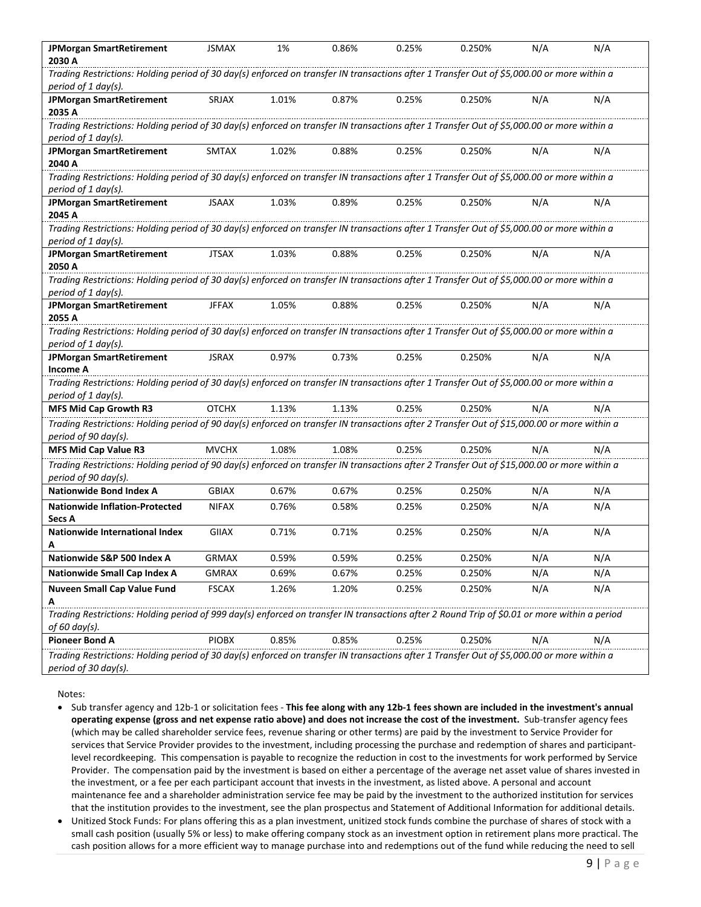| | | | | | | | |
|---|---|---|---|---|---|---|---|
| **JPMorgan SmartRetirement 2030 A** | JSMAX | 1% | 0.86% | 0.25% | 0.250% | N/A | N/A |
| *Trading Restrictions: Holding period of 30 day(s) enforced on transfer IN transactions after 1 Transfer Out of $5,000.00 or more within a period of 1 day(s).* | | | | | | | |
| **JPMorgan SmartRetirement 2035 A** | SRJAX | 1.01% | 0.87% | 0.25% | 0.250% | N/A | N/A |
| *Trading Restrictions: Holding period of 30 day(s) enforced on transfer IN transactions after 1 Transfer Out of $5,000.00 or more within a period of 1 day(s).* | | | | | | | |
| **JPMorgan SmartRetirement 2040 A** | SMTAX | 1.02% | 0.88% | 0.25% | 0.250% | N/A | N/A |
| *Trading Restrictions: Holding period of 30 day(s) enforced on transfer IN transactions after 1 Transfer Out of $5,000.00 or more within a period of 1 day(s).* | | | | | | | |
| **JPMorgan SmartRetirement 2045 A** | JSAAX | 1.03% | 0.89% | 0.25% | 0.250% | N/A | N/A |
| *Trading Restrictions: Holding period of 30 day(s) enforced on transfer IN transactions after 1 Transfer Out of $5,000.00 or more within a period of 1 day(s).* | | | | | | | |
| **JPMorgan SmartRetirement 2050 A** | JTSAX | 1.03% | 0.88% | 0.25% | 0.250% | N/A | N/A |
| *Trading Restrictions: Holding period of 30 day(s) enforced on transfer IN transactions after 1 Transfer Out of $5,000.00 or more within a period of 1 day(s).* | | | | | | | |
| **JPMorgan SmartRetirement 2055 A** | JFFAX | 1.05% | 0.88% | 0.25% | 0.250% | N/A | N/A |
| *Trading Restrictions: Holding period of 30 day(s) enforced on transfer IN transactions after 1 Transfer Out of $5,000.00 or more within a period of 1 day(s).* | | | | | | | |
| **JPMorgan SmartRetirement Income A** | JSRAX | 0.97% | 0.73% | 0.25% | 0.250% | N/A | N/A |
| *Trading Restrictions: Holding period of 30 day(s) enforced on transfer IN transactions after 1 Transfer Out of $5,000.00 or more within a period of 1 day(s).* | | | | | | | |
| **MFS Mid Cap Growth R3** | OTCHX | 1.13% | 1.13% | 0.25% | 0.250% | N/A | N/A |
| *Trading Restrictions: Holding period of 90 day(s) enforced on transfer IN transactions after 2 Transfer Out of $15,000.00 or more within a period of 90 day(s).* | | | | | | | |
| **MFS Mid Cap Value R3** | MVCHX | 1.08% | 1.08% | 0.25% | 0.250% | N/A | N/A |
| *Trading Restrictions: Holding period of 90 day(s) enforced on transfer IN transactions after 2 Transfer Out of $15,000.00 or more within a period of 90 day(s).* | | | | | | | |
| **Nationwide Bond Index A** | GBIAX | 0.67% | 0.67% | 0.25% | 0.250% | N/A | N/A |
| **Nationwide Inflation-Protected Secs A** | NIFAX | 0.76% | 0.58% | 0.25% | 0.250% | N/A | N/A |
| **Nationwide International Index A** | GIIAX | 0.71% | 0.71% | 0.25% | 0.250% | N/A | N/A |
| **Nationwide S&P 500 Index A** | GRMAX | 0.59% | 0.59% | 0.25% | 0.250% | N/A | N/A |
| **Nationwide Small Cap Index A** | GMRAX | 0.69% | 0.67% | 0.25% | 0.250% | N/A | N/A |
| **Nuveen Small Cap Value Fund A** | FSCAX | 1.26% | 1.20% | 0.25% | 0.250% | N/A | N/A |
| *Trading Restrictions: Holding period of 999 day(s) enforced on transfer IN transactions after 2 Round Trip of $0.01 or more within a period of 60 day(s).* | | | | | | | |
| **Pioneer Bond A** | PIOBX | 0.85% | 0.85% | 0.25% | 0.250% | N/A | N/A |
| *Trading Restrictions: Holding period of 30 day(s) enforced on transfer IN transactions after 1 Transfer Out of $5,000.00 or more within a period of 30 day(s).* | | | | | | | |

Notes:

- Sub transfer agency and 12b-1 or solicitation fees - **This fee along with any 12b-1 fees shown are included in the investment's annual operating expense (gross and net expense ratio above) and does not increase the cost of the investment.** Sub-transfer agency fees (which may be called shareholder service fees, revenue sharing or other terms) are paid by the investment to Service Provider for services that Service Provider provides to the investment, including processing the purchase and redemption of shares and participant-level recordkeeping. This compensation is payable to recognize the reduction in cost to the investments for work performed by Service Provider. The compensation paid by the investment is based on either a percentage of the average net asset value of shares invested in the investment, or a fee per each participant account that invests in the investment, as listed above. A personal and account maintenance fee and a shareholder administration service fee may be paid by the investment to the authorized institution for services that the institution provides to the investment, see the plan prospectus and Statement of Additional Information for additional details.
- Unitized Stock Funds: For plans offering this as a plan investment, unitized stock funds combine the purchase of shares of stock with a small cash position (usually 5% or less) to make offering company stock as an investment option in retirement plans more practical. The cash position allows for a more efficient way to manage purchase into and redemptions out of the fund while reducing the need to sell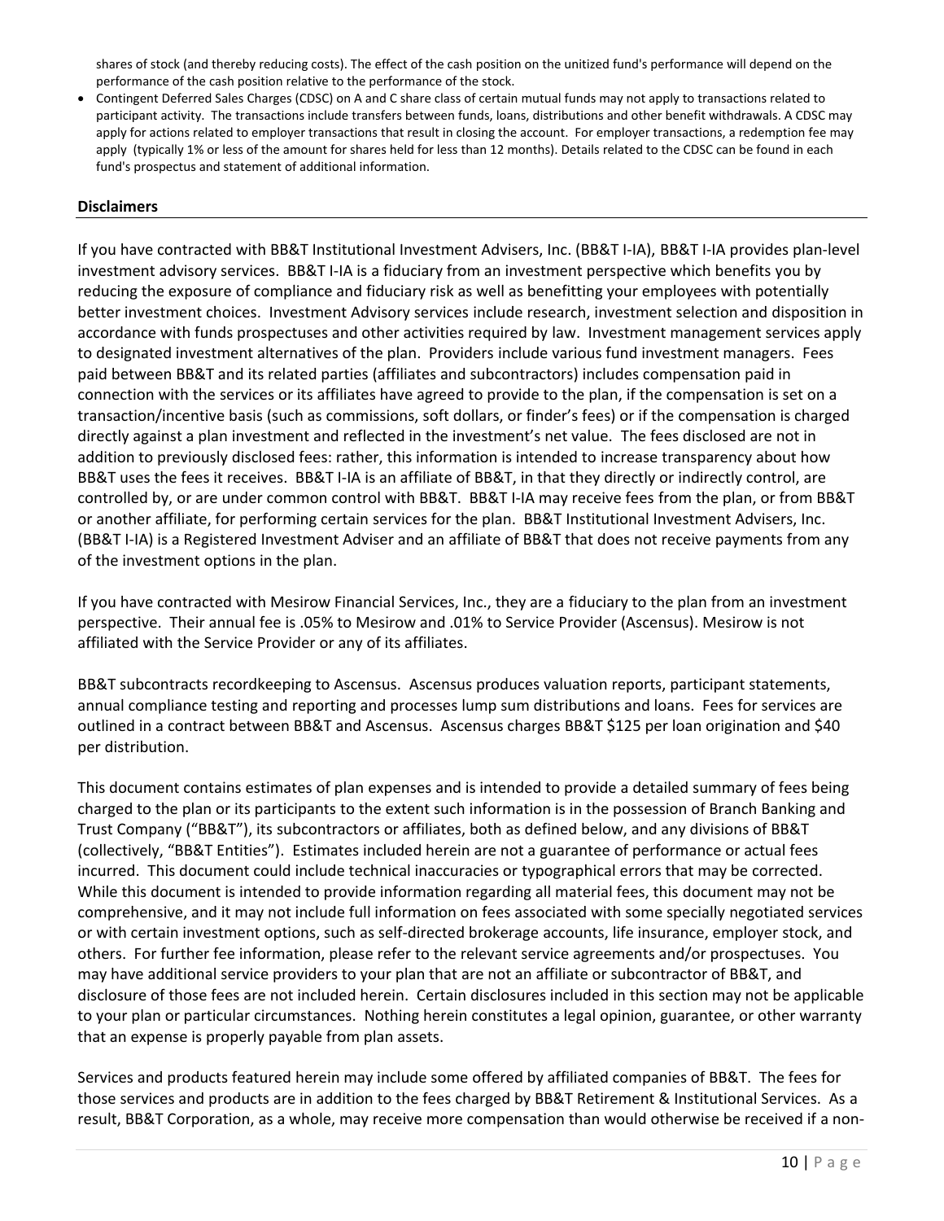shares of stock (and thereby reducing costs). The effect of the cash position on the unitized fund's performance will depend on the performance of the cash position relative to the performance of the stock.

- Contingent Deferred Sales Charges (CDSC) on A and C share class of certain mutual funds may not apply to transactions related to participant activity. The transactions include transfers between funds, loans, distributions and other benefit withdrawals. A CDSC may apply for actions related to employer transactions that result in closing the account. For employer transactions, a redemption fee may apply (typically 1% or less of the amount for shares held for less than 12 months). Details related to the CDSC can be found in each fund's prospectus and statement of additional information.

**Disclaimers**

If you have contracted with BB&T Institutional Investment Advisers, Inc. (BB&T I-IA), BB&T I-IA provides plan-level investment advisory services. BB&T I-IA is a fiduciary from an investment perspective which benefits you by reducing the exposure of compliance and fiduciary risk as well as benefitting your employees with potentially better investment choices. Investment Advisory services include research, investment selection and disposition in accordance with funds prospectuses and other activities required by law. Investment management services apply to designated investment alternatives of the plan. Providers include various fund investment managers. Fees paid between BB&T and its related parties (affiliates and subcontractors) includes compensation paid in connection with the services or its affiliates have agreed to provide to the plan, if the compensation is set on a transaction/incentive basis (such as commissions, soft dollars, or finder's fees) or if the compensation is charged directly against a plan investment and reflected in the investment's net value. The fees disclosed are not in addition to previously disclosed fees: rather, this information is intended to increase transparency about how BB&T uses the fees it receives. BB&T I-IA is an affiliate of BB&T, in that they directly or indirectly control, are controlled by, or are under common control with BB&T. BB&T I-IA may receive fees from the plan, or from BB&T or another affiliate, for performing certain services for the plan. BB&T Institutional Investment Advisers, Inc. (BB&T I-IA) is a Registered Investment Adviser and an affiliate of BB&T that does not receive payments from any of the investment options in the plan.

If you have contracted with Mesirow Financial Services, Inc., they are a fiduciary to the plan from an investment perspective. Their annual fee is .05% to Mesirow and .01% to Service Provider (Ascensus). Mesirow is not affiliated with the Service Provider or any of its affiliates.

BB&T subcontracts recordkeeping to Ascensus. Ascensus produces valuation reports, participant statements, annual compliance testing and reporting and processes lump sum distributions and loans. Fees for services are outlined in a contract between BB&T and Ascensus. Ascensus charges BB&T $125 per loan origination and $40 per distribution.

This document contains estimates of plan expenses and is intended to provide a detailed summary of fees being charged to the plan or its participants to the extent such information is in the possession of Branch Banking and Trust Company ("BB&T"), its subcontractors or affiliates, both as defined below, and any divisions of BB&T (collectively, "BB&T Entities"). Estimates included herein are not a guarantee of performance or actual fees incurred. This document could include technical inaccuracies or typographical errors that may be corrected. While this document is intended to provide information regarding all material fees, this document may not be comprehensive, and it may not include full information on fees associated with some specially negotiated services or with certain investment options, such as self-directed brokerage accounts, life insurance, employer stock, and others. For further fee information, please refer to the relevant service agreements and/or prospectuses. You may have additional service providers to your plan that are not an affiliate or subcontractor of BB&T, and disclosure of those fees are not included herein. Certain disclosures included in this section may not be applicable to your plan or particular circumstances. Nothing herein constitutes a legal opinion, guarantee, or other warranty that an expense is properly payable from plan assets.

Services and products featured herein may include some offered by affiliated companies of BB&T. The fees for those services and products are in addition to the fees charged by BB&T Retirement & Institutional Services. As a result, BB&T Corporation, as a whole, may receive more compensation than would otherwise be received if a non-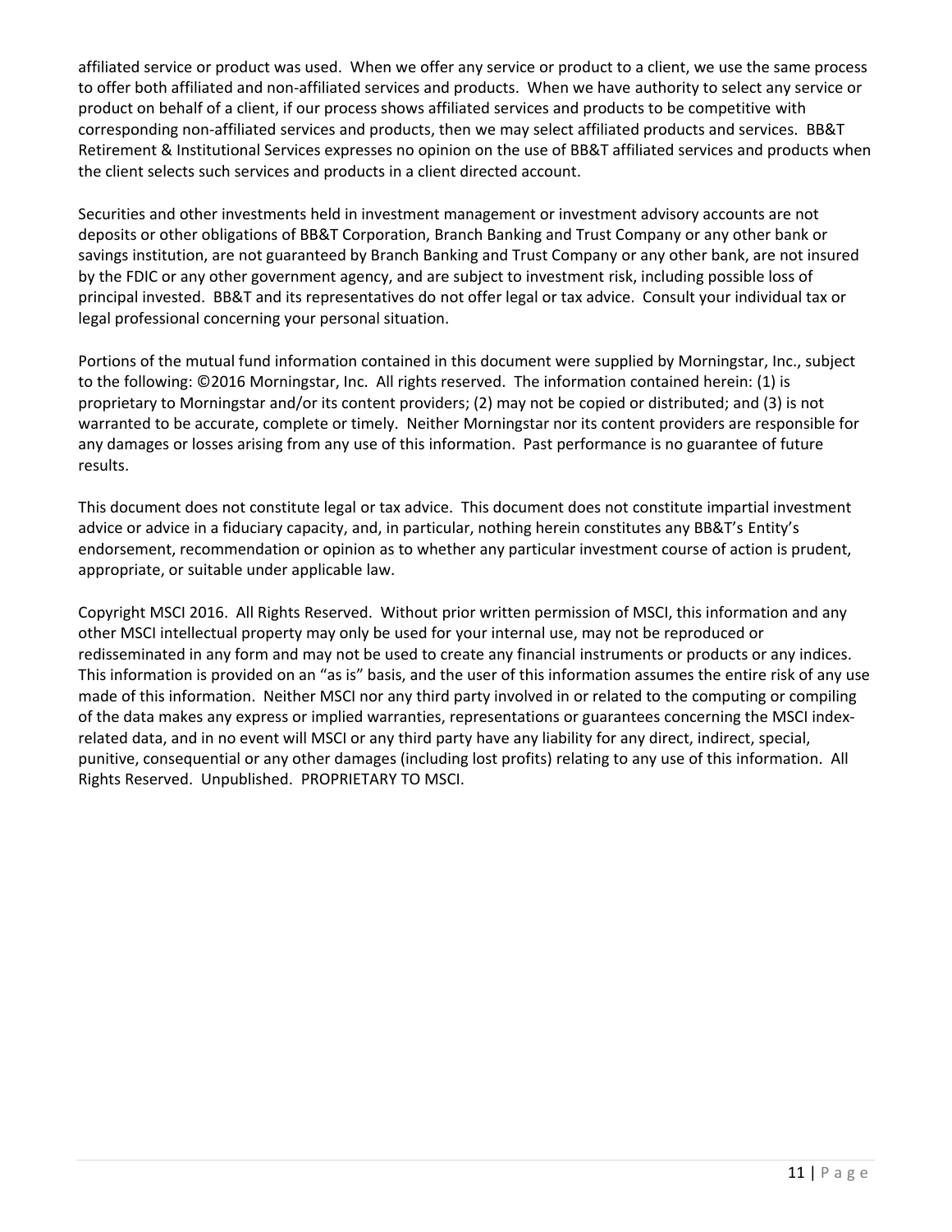affiliated service or product was used. When we offer any service or product to a client, we use the same process to offer both affiliated and non-affiliated services and products. When we have authority to select any service or product on behalf of a client, if our process shows affiliated services and products to be competitive with corresponding non-affiliated services and products, then we may select affiliated products and services. BB&T Retirement & Institutional Services expresses no opinion on the use of BB&T affiliated services and products when the client selects such services and products in a client directed account.

Securities and other investments held in investment management or investment advisory accounts are not deposits or other obligations of BB&T Corporation, Branch Banking and Trust Company or any other bank or savings institution, are not guaranteed by Branch Banking and Trust Company or any other bank, are not insured by the FDIC or any other government agency, and are subject to investment risk, including possible loss of principal invested. BB&T and its representatives do not offer legal or tax advice. Consult your individual tax or legal professional concerning your personal situation.

Portions of the mutual fund information contained in this document were supplied by Morningstar, Inc., subject to the following: ©2016 Morningstar, Inc. All rights reserved. The information contained herein: (1) is proprietary to Morningstar and/or its content providers; (2) may not be copied or distributed; and (3) is not warranted to be accurate, complete or timely. Neither Morningstar nor its content providers are responsible for any damages or losses arising from any use of this information. Past performance is no guarantee of future results.

This document does not constitute legal or tax advice. This document does not constitute impartial investment advice or advice in a fiduciary capacity, and, in particular, nothing herein constitutes any BB&T's Entity's endorsement, recommendation or opinion as to whether any particular investment course of action is prudent, appropriate, or suitable under applicable law.

Copyright MSCI 2016. All Rights Reserved. Without prior written permission of MSCI, this information and any other MSCI intellectual property may only be used for your internal use, may not be reproduced or redisseminated in any form and may not be used to create any financial instruments or products or any indices. This information is provided on an "as is" basis, and the user of this information assumes the entire risk of any use made of this information. Neither MSCI nor any third party involved in or related to the computing or compiling of the data makes any express or implied warranties, representations or guarantees concerning the MSCI index-related data, and in no event will MSCI or any third party have any liability for any direct, indirect, special, punitive, consequential or any other damages (including lost profits) relating to any use of this information. All Rights Reserved. Unpublished. PROPRIETARY TO MSCI.